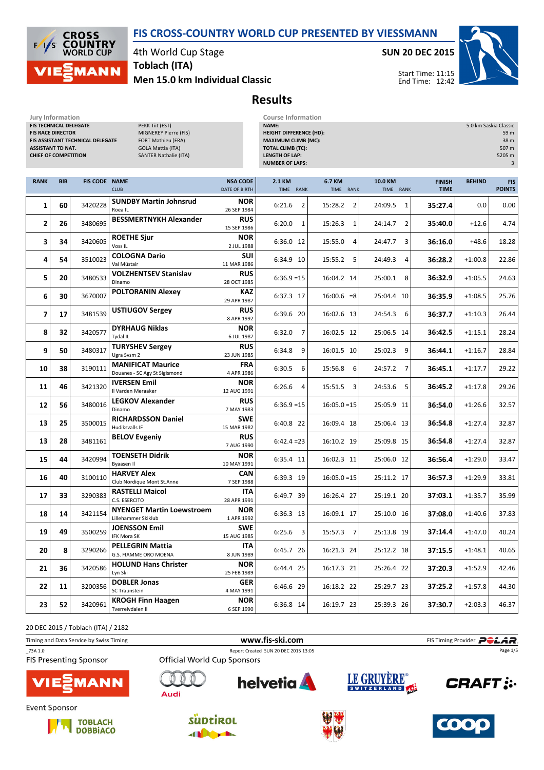# FIS CROSS-COUNTRY WORLD CUP PRESENTED BY VIESSMANN

4th World Cup Stage
**Toblach (ITA)**
**Men 15.0 km Individual Classic**

**SUN 20 DEC 2015**
Start Time: 11:15
End Time: 12:42

## Results

**Jury Information**

| | |
|---|---|
| FIS TECHNICAL DELEGATE | PEKK Tiit (EST) |
| FIS RACE DIRECTOR | MIGNEREY Pierre (FIS) |
| FIS ASSISTANT TECHNICAL DELEGATE | FORT Mathieu (FRA) |
| ASSISTANT TD NAT. | GOLA Mattia (ITA) |
| CHIEF OF COMPETITION | SANTER Nathalie (ITA) |

**Course Information**

| | |
|---|---|
| NAME: | 5.0 km Saskia Classic |
| HEIGHT DIFFERENCE (HD): | 59 m |
| MAXIMUM CLIMB (MC): | 38 m |
| TOTAL CLIMB (TC): | 507 m |
| LENGTH OF LAP: | 5205 m |
| NUMBER OF LAPS: | 3 |

| RANK | BIB | FIS CODE | NAME / CLUB | NSA CODE / DATE OF BIRTH | 2.1 KM TIME | RANK | 6.7 KM TIME | RANK | 10.0 KM TIME | RANK | FINISH TIME | BEHIND | FIS POINTS |
|---|---|---|---|---|---|---|---|---|---|---|---|---|---|
| 1 | 60 | 3420228 | **SUNDBY Martin Johnsrud** Roea IL | **NOR** 26 SEP 1984 | 6:21.6 | 2 | 15:28.2 | 2 | 24:09.5 | 1 | **35:27.4** | 0.0 | 0.00 |
| 2 | 26 | 3480695 | **BESSMERTNYKH Alexander** | **RUS** 15 SEP 1986 | 6:20.0 | 1 | 15:26.3 | 1 | 24:14.7 | 2 | **35:40.0** | +12.6 | 4.74 |
| 3 | 34 | 3420605 | **ROETHE Sjur** Voss IL | **NOR** 2 JUL 1988 | 6:36.0 | 12 | 15:55.0 | 4 | 24:47.7 | 3 | **36:16.0** | +48.6 | 18.28 |
| 4 | 54 | 3510023 | **COLOGNA Dario** Val Müstair | **SUI** 11 MAR 1986 | 6:34.9 | 10 | 15:55.2 | 5 | 24:49.3 | 4 | **36:28.2** | +1:00.8 | 22.86 |
| 5 | 20 | 3480533 | **VOLZHENTSEV Stanislav** Dinamo | **RUS** 28 OCT 1985 | 6:36.9 | =15 | 16:04.2 | 14 | 25:00.1 | 8 | **36:32.9** | +1:05.5 | 24.63 |
| 6 | 30 | 3670007 | **POLTORANIN Alexey** | **KAZ** 29 APR 1987 | 6:37.3 | 17 | 16:00.6 | =8 | 25:04.4 | 10 | **36:35.9** | +1:08.5 | 25.76 |
| 7 | 17 | 3481539 | **USTIUGOV Sergey** | **RUS** 8 APR 1992 | 6:39.6 | 20 | 16:02.6 | 13 | 24:54.3 | 6 | **36:37.7** | +1:10.3 | 26.44 |
| 8 | 32 | 3420577 | **DYRHAUG Niklas** Tydal IL | **NOR** 6 JUL 1987 | 6:32.0 | 7 | 16:02.5 | 12 | 25:06.5 | 14 | **36:42.5** | +1:15.1 | 28.24 |
| 9 | 50 | 3480317 | **TURYSHEV Sergey** Ugra Svsm 2 | **RUS** 23 JUN 1985 | 6:34.8 | 9 | 16:01.5 | 10 | 25:02.3 | 9 | **36:44.1** | +1:16.7 | 28.84 |
| 10 | 38 | 3190111 | **MANIFICAT Maurice** Douanes - SC Agy St Sigismond | **FRA** 4 APR 1986 | 6:30.5 | 6 | 15:56.8 | 6 | 24:57.2 | 7 | **36:45.1** | +1:17.7 | 29.22 |
| 11 | 46 | 3421320 | **IVERSEN Emil** Il Varden Meraaker | **NOR** 12 AUG 1991 | 6:26.6 | 4 | 15:51.5 | 3 | 24:53.6 | 5 | **36:45.2** | +1:17.8 | 29.26 |
| 12 | 56 | 3480016 | **LEGKOV Alexander** Dinamo | **RUS** 7 MAY 1983 | 6:36.9 | =15 | 16:05.0 | =15 | 25:05.9 | 11 | **36:54.0** | +1:26.6 | 32.57 |
| 13 | 25 | 3500015 | **RICHARDSSON Daniel** Hudiksvalls IF | **SWE** 15 MAR 1982 | 6:40.8 | 22 | 16:09.4 | 18 | 25:06.4 | 13 | **36:54.8** | +1:27.4 | 32.87 |
| 13 | 28 | 3481161 | **BELOV Evgeniy** | **RUS** 7 AUG 1990 | 6:42.4 | =23 | 16:10.2 | 19 | 25:09.8 | 15 | **36:54.8** | +1:27.4 | 32.87 |
| 15 | 44 | 3420994 | **TOENSETH Didrik** Byaasen Il | **NOR** 10 MAY 1991 | 6:35.4 | 11 | 16:02.3 | 11 | 25:06.0 | 12 | **36:56.4** | +1:29.0 | 33.47 |
| 16 | 40 | 3100110 | **HARVEY Alex** Club Nordique Mont St.Anne | **CAN** 7 SEP 1988 | 6:39.3 | 19 | 16:05.0 | =15 | 25:11.2 | 17 | **36:57.3** | +1:29.9 | 33.81 |
| 17 | 33 | 3290383 | **RASTELLI Maicol** C.S. ESERCITO | **ITA** 28 APR 1991 | 6:49.7 | 39 | 16:26.4 | 27 | 25:19.1 | 20 | **37:03.1** | +1:35.7 | 35.99 |
| 18 | 14 | 3421154 | **NYENGET Martin Loewstroem** Lillehammer Skiklub | **NOR** 1 APR 1992 | 6:36.3 | 13 | 16:09.1 | 17 | 25:10.0 | 16 | **37:08.0** | +1:40.6 | 37.83 |
| 19 | 49 | 3500259 | **JOENSSON Emil** IFK Mora SK | **SWE** 15 AUG 1985 | 6:25.6 | 3 | 15:57.3 | 7 | 25:13.8 | 19 | **37:14.4** | +1:47.0 | 40.24 |
| 20 | 8 | 3290266 | **PELLEGRIN Mattia** G.S. FIAMME ORO MOENA | **ITA** 8 JUN 1989 | 6:45.7 | 26 | 16:21.3 | 24 | 25:12.2 | 18 | **37:15.5** | +1:48.1 | 40.65 |
| 21 | 36 | 3420586 | **HOLUND Hans Christer** Lyn Ski | **NOR** 25 FEB 1989 | 6:44.4 | 25 | 16:17.3 | 21 | 25:26.4 | 22 | **37:20.3** | +1:52.9 | 42.46 |
| 22 | 11 | 3200356 | **DOBLER Jonas** SC Traunstein | **GER** 4 MAY 1991 | 6:46.6 | 29 | 16:18.2 | 22 | 25:29.7 | 23 | **37:25.2** | +1:57.8 | 44.30 |
| 23 | 52 | 3420961 | **KROGH Finn Haagen** Tverrelvdalen Il | **NOR** 6 SEP 1990 | 6:36.8 | 14 | 16:19.7 | 23 | 25:39.3 | 26 | **37:30.7** | +2:03.3 | 46.37 |

20 DEC 2015 / Toblach (ITA) / 2182

Timing and Data Service by Swiss Timing — www.fis-ski.com — FIS Timing Provider POLAR

_73A 1.0 — Report Created SUN 20 DEC 2015 13:05

FIS Presenting Sponsor: VIESSMANN

Official World Cup Sponsors: Audi, helvetia, LE GRUYÈRE SWITZERLAND AOP, CRAFT

Event Sponsor: TOBLACH DOBBIACO, SÜDTIROL, coop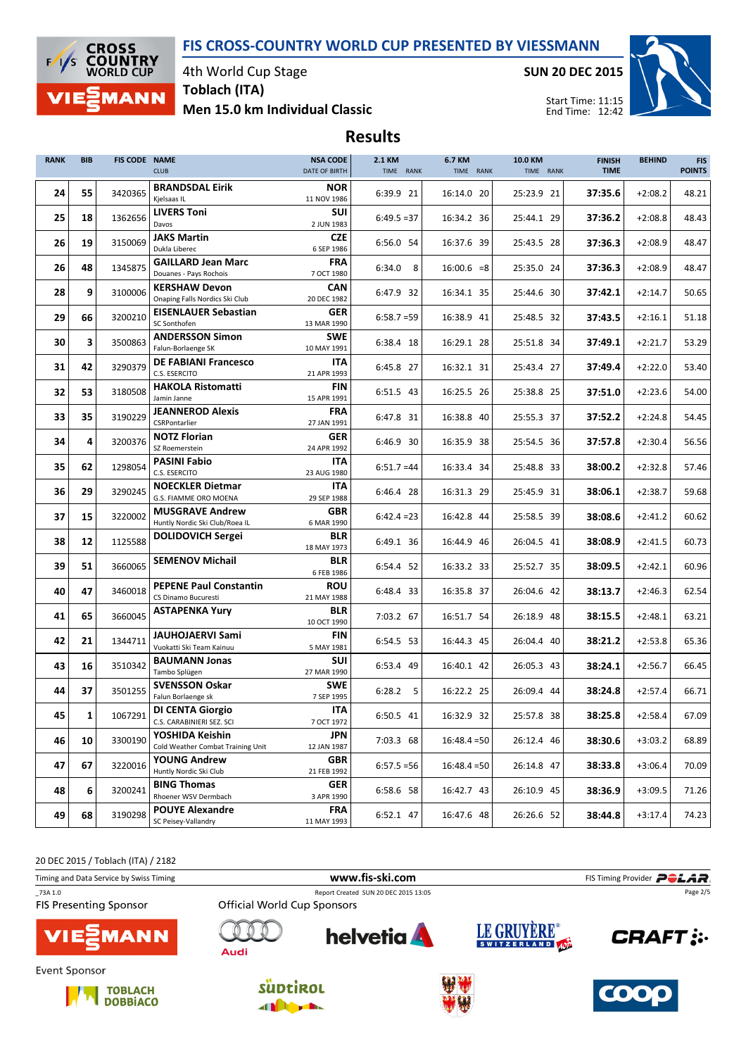# FIS CROSS-COUNTRY WORLD CUP PRESENTED BY VIESSMANN

4th World Cup Stage
**Toblach (ITA)**
**Men 15.0 km Individual Classic**

**SUN 20 DEC 2015**

Start Time: 11:15
End Time: 12:42

## Results

| RANK | BIB | FIS CODE | NAME / CLUB | NSA CODE / DATE OF BIRTH | 2.1 KM TIME RANK | 6.7 KM TIME RANK | 10.0 KM TIME RANK | FINISH TIME | BEHIND | FIS POINTS |
|---|---|---|---|---|---|---|---|---|---|---|
| 24 | 55 | 3420365 | **BRANDSDAL Eirik** Kjelsaas IL | **NOR** 11 NOV 1986 | 6:39.9 21 | 16:14.0 20 | 25:23.9 21 | **37:35.6** | +2:08.2 | 48.21 |
| 25 | 18 | 1362656 | **LIVERS Toni** Davos | **SUI** 2 JUN 1983 | 6:49.5 =37 | 16:34.2 36 | 25:44.1 29 | **37:36.2** | +2:08.8 | 48.43 |
| 26 | 19 | 3150069 | **JAKS Martin** Dukla Liberec | **CZE** 6 SEP 1986 | 6:56.0 54 | 16:37.6 39 | 25:43.5 28 | **37:36.3** | +2:08.9 | 48.47 |
| 26 | 48 | 1345875 | **GAILLARD Jean Marc** Douanes - Pays Rochois | **FRA** 7 OCT 1980 | 6:34.0 8 | 16:00.6 =8 | 25:35.0 24 | **37:36.3** | +2:08.9 | 48.47 |
| 28 | 9 | 3100006 | **KERSHAW Devon** Onaping Falls Nordics Ski Club | **CAN** 20 DEC 1982 | 6:47.9 32 | 16:34.1 35 | 25:44.6 30 | **37:42.1** | +2:14.7 | 50.65 |
| 29 | 66 | 3200210 | **EISENLAUER Sebastian** SC Sonthofen | **GER** 13 MAR 1990 | 6:58.7 =59 | 16:38.9 41 | 25:48.5 32 | **37:43.5** | +2:16.1 | 51.18 |
| 30 | 3 | 3500863 | **ANDERSSON Simon** Falun-Borlaenge SK | **SWE** 10 MAY 1991 | 6:38.4 18 | 16:29.1 28 | 25:51.8 34 | **37:49.1** | +2:21.7 | 53.29 |
| 31 | 42 | 3290379 | **DE FABIANI Francesco** C.S. ESERCITO | **ITA** 21 APR 1993 | 6:45.8 27 | 16:32.1 31 | 25:43.4 27 | **37:49.4** | +2:22.0 | 53.40 |
| 32 | 53 | 3180508 | **HAKOLA Ristomatti** Jamin Janne | **FIN** 15 APR 1991 | 6:51.5 43 | 16:25.5 26 | 25:38.8 25 | **37:51.0** | +2:23.6 | 54.00 |
| 33 | 35 | 3190229 | **JEANNEROD Alexis** CSRPontarlier | **FRA** 27 JAN 1991 | 6:47.8 31 | 16:38.8 40 | 25:55.3 37 | **37:52.2** | +2:24.8 | 54.45 |
| 34 | 4 | 3200376 | **NOTZ Florian** SZ Roemerstein | **GER** 24 APR 1992 | 6:46.9 30 | 16:35.9 38 | 25:54.5 36 | **37:57.8** | +2:30.4 | 56.56 |
| 35 | 62 | 1298054 | **PASINI Fabio** C.S. ESERCITO | **ITA** 23 AUG 1980 | 6:51.7 =44 | 16:33.4 34 | 25:48.8 33 | **38:00.2** | +2:32.8 | 57.46 |
| 36 | 29 | 3290245 | **NOECKLER Dietmar** G.S. FIAMME ORO MOENA | **ITA** 29 SEP 1988 | 6:46.4 28 | 16:31.3 29 | 25:45.9 31 | **38:06.1** | +2:38.7 | 59.68 |
| 37 | 15 | 3220002 | **MUSGRAVE Andrew** Huntly Nordic Ski Club/Roea IL | **GBR** 6 MAR 1990 | 6:42.4 =23 | 16:42.8 44 | 25:58.5 39 | **38:08.6** | +2:41.2 | 60.62 |
| 38 | 12 | 1125588 | **DOLIDOVICH Sergei** | **BLR** 18 MAY 1973 | 6:49.1 36 | 16:44.9 46 | 26:04.5 41 | **38:08.9** | +2:41.5 | 60.73 |
| 39 | 51 | 3660065 | **SEMENOV Michail** | **BLR** 6 FEB 1986 | 6:54.4 52 | 16:33.2 33 | 25:52.7 35 | **38:09.5** | +2:42.1 | 60.96 |
| 40 | 47 | 3460018 | **PEPENE Paul Constantin** CS Dinamo Bucuresti | **ROU** 21 MAY 1988 | 6:48.4 33 | 16:35.8 37 | 26:04.6 42 | **38:13.7** | +2:46.3 | 62.54 |
| 41 | 65 | 3660045 | **ASTAPENKA Yury** | **BLR** 10 OCT 1990 | 7:03.2 67 | 16:51.7 54 | 26:18.9 48 | **38:15.5** | +2:48.1 | 63.21 |
| 42 | 21 | 1344711 | **JAUHOJAERVI Sami** Vuokatti Ski Team Kainuu | **FIN** 5 MAY 1981 | 6:54.5 53 | 16:44.3 45 | 26:04.4 40 | **38:21.2** | +2:53.8 | 65.36 |
| 43 | 16 | 3510342 | **BAUMANN Jonas** Tambo Splügen | **SUI** 27 MAR 1990 | 6:53.4 49 | 16:40.1 42 | 26:05.3 43 | **38:24.1** | +2:56.7 | 66.45 |
| 44 | 37 | 3501255 | **SVENSSON Oskar** Falun Borlaenge sk | **SWE** 7 SEP 1995 | 6:28.2 5 | 16:22.2 25 | 26:09.4 44 | **38:24.8** | +2:57.4 | 66.71 |
| 45 | 1 | 1067291 | **DI CENTA Giorgio** C.S. CARABINIERI SEZ. SCI | **ITA** 7 OCT 1972 | 6:50.5 41 | 16:32.9 32 | 25:57.8 38 | **38:25.8** | +2:58.4 | 67.09 |
| 46 | 10 | 3300190 | **YOSHIDA Keishin** Cold Weather Combat Training Unit | **JPN** 12 JAN 1987 | 7:03.3 68 | 16:48.4 =50 | 26:12.4 46 | **38:30.6** | +3:03.2 | 68.89 |
| 47 | 67 | 3220016 | **YOUNG Andrew** Huntly Nordic Ski Club | **GBR** 21 FEB 1992 | 6:57.5 =56 | 16:48.4 =50 | 26:14.8 47 | **38:33.8** | +3:06.4 | 70.09 |
| 48 | 6 | 3200241 | **BING Thomas** Rhoener WSV Dermbach | **GER** 3 APR 1990 | 6:58.6 58 | 16:42.7 43 | 26:10.9 45 | **38:36.9** | +3:09.5 | 71.26 |
| 49 | 68 | 3190298 | **POUYE Alexandre** SC Peisey-Vallandry | **FRA** 11 MAY 1993 | 6:52.1 47 | 16:47.6 48 | 26:26.6 52 | **38:44.8** | +3:17.4 | 74.23 |

20 DEC 2015 / Toblach (ITA) / 2182

Timing and Data Service by Swiss Timing — www.fis-ski.com — FIS Timing Provider POLAR

_73A 1.0 — Report Created SUN 20 DEC 2015 13:05

FIS Presenting Sponsor: VIESSMANN

Official World Cup Sponsors: Audi, helvetia, LE GRUYÈRE SWITZERLAND AOP, CRAFT

Event Sponsor: TOBLACH DOBBIACO, SÜDTIROL, COOP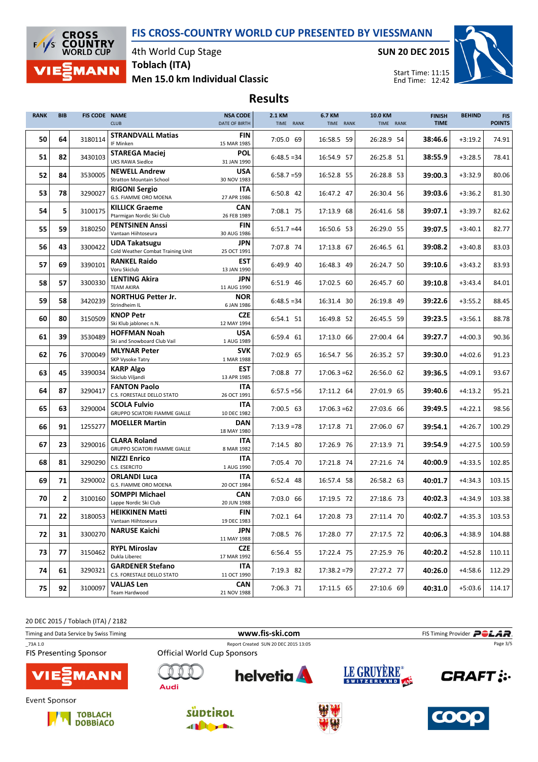# FIS CROSS-COUNTRY WORLD CUP PRESENTED BY VIESSMANN

4th World Cup Stage

**Toblach (ITA)**

**Men 15.0 km Individual Classic**

**SUN 20 DEC 2015**

Start Time: 11:15
End Time: 12:42

## Results

| RANK | BIB | FIS CODE | NAME / CLUB | NSA CODE / DATE OF BIRTH | 2.1 KM TIME | RANK | 6.7 KM TIME | RANK | 10.0 KM TIME | RANK | FINISH TIME | BEHIND | FIS POINTS |
|---|---|---|---|---|---|---|---|---|---|---|---|---|---|
| 50 | 64 | 3180114 | **STRANDVALL Matias** IF Minken | FIN 15 MAR 1985 | 7:05.0 | 69 | 16:58.5 | 59 | 26:28.9 | 54 | **38:46.6** | +3:19.2 | 74.91 |
| 51 | 82 | 3430103 | **STAREGA Maciej** UKS RAWA Siedlce | POL 31 JAN 1990 | 6:48.5 | =34 | 16:54.9 | 57 | 26:25.8 | 51 | **38:55.9** | +3:28.5 | 78.41 |
| 52 | 84 | 3530005 | **NEWELL Andrew** Stratton Mountain School | USA 30 NOV 1983 | 6:58.7 | =59 | 16:52.8 | 55 | 26:28.8 | 53 | **39:00.3** | +3:32.9 | 80.06 |
| 53 | 78 | 3290027 | **RIGONI Sergio** G.S. FIAMME ORO MOENA | ITA 27 APR 1986 | 6:50.8 | 42 | 16:47.2 | 47 | 26:30.4 | 56 | **39:03.6** | +3:36.2 | 81.30 |
| 54 | 5 | 3100175 | **KILLICK Graeme** Ptarmigan Nordic Ski Club | CAN 26 FEB 1989 | 7:08.1 | 75 | 17:13.9 | 68 | 26:41.6 | 58 | **39:07.1** | +3:39.7 | 82.62 |
| 55 | 59 | 3180250 | **PENTSINEN Anssi** Vantaan Hiihtoseura | FIN 30 AUG 1986 | 6:51.7 | =44 | 16:50.6 | 53 | 26:29.0 | 55 | **39:07.5** | +3:40.1 | 82.77 |
| 56 | 43 | 3300422 | **UDA Takatsugu** Cold Weather Combat Training Unit | JPN 25 OCT 1991 | 7:07.8 | 74 | 17:13.8 | 67 | 26:46.5 | 61 | **39:08.2** | +3:40.8 | 83.03 |
| 57 | 69 | 3390101 | **RANKEL Raido** Voru Skiclub | EST 13 JAN 1990 | 6:49.9 | 40 | 16:48.3 | 49 | 26:24.7 | 50 | **39:10.6** | +3:43.2 | 83.93 |
| 58 | 57 | 3300330 | **LENTING Akira** TEAM AKIRA | JPN 11 AUG 1990 | 6:51.9 | 46 | 17:02.5 | 60 | 26:45.7 | 60 | **39:10.8** | +3:43.4 | 84.01 |
| 59 | 58 | 3420239 | **NORTHUG Petter Jr.** Strindheim IL | NOR 6 JAN 1986 | 6:48.5 | =34 | 16:31.4 | 30 | 26:19.8 | 49 | **39:22.6** | +3:55.2 | 88.45 |
| 60 | 80 | 3150509 | **KNOP Petr** Ski Klub jablonec n.N. | CZE 12 MAY 1994 | 6:54.1 | 51 | 16:49.8 | 52 | 26:45.5 | 59 | **39:23.5** | +3:56.1 | 88.78 |
| 61 | 39 | 3530489 | **HOFFMAN Noah** Ski and Snowboard Club Vail | USA 1 AUG 1989 | 6:59.4 | 61 | 17:13.0 | 66 | 27:00.4 | 64 | **39:27.7** | +4:00.3 | 90.36 |
| 62 | 76 | 3700049 | **MLYNAR Peter** SKP Vysoke Tatry | SVK 1 MAR 1988 | 7:02.9 | 65 | 16:54.7 | 56 | 26:35.2 | 57 | **39:30.0** | +4:02.6 | 91.23 |
| 63 | 45 | 3390034 | **KARP Algo** Skiclub Viljandi | EST 13 APR 1985 | 7:08.8 | 77 | 17:06.3 | =62 | 26:56.0 | 62 | **39:36.5** | +4:09.1 | 93.67 |
| 64 | 87 | 3290417 | **FANTON Paolo** C.S. FORESTALE DELLO STATO | ITA 26 OCT 1991 | 6:57.5 | =56 | 17:11.2 | 64 | 27:01.9 | 65 | **39:40.6** | +4:13.2 | 95.21 |
| 65 | 63 | 3290004 | **SCOLA Fulvio** GRUPPO SCIATORI FIAMME GIALLE | ITA 10 DEC 1982 | 7:00.5 | 63 | 17:06.3 | =62 | 27:03.6 | 66 | **39:49.5** | +4:22.1 | 98.56 |
| 66 | 91 | 1255277 | **MOELLER Martin** | DAN 18 MAY 1980 | 7:13.9 | =78 | 17:17.8 | 71 | 27:06.0 | 67 | **39:54.1** | +4:26.7 | 100.29 |
| 67 | 23 | 3290016 | **CLARA Roland** GRUPPO SCIATORI FIAMME GIALLE | ITA 8 MAR 1982 | 7:14.5 | 80 | 17:26.9 | 76 | 27:13.9 | 71 | **39:54.9** | +4:27.5 | 100.59 |
| 68 | 81 | 3290290 | **NIZZI Enrico** C.S. ESERCITO | ITA 1 AUG 1990 | 7:05.4 | 70 | 17:21.8 | 74 | 27:21.6 | 74 | **40:00.9** | +4:33.5 | 102.85 |
| 69 | 71 | 3290002 | **ORLANDI Luca** G.S. FIAMME ORO MOENA | ITA 20 OCT 1984 | 6:52.4 | 48 | 16:57.4 | 58 | 26:58.2 | 63 | **40:01.7** | +4:34.3 | 103.15 |
| 70 | 2 | 3100160 | **SOMPPI Michael** Lappe Nordic Ski Club | CAN 20 JUN 1988 | 7:03.0 | 66 | 17:19.5 | 72 | 27:18.6 | 73 | **40:02.3** | +4:34.9 | 103.38 |
| 71 | 22 | 3180053 | **HEIKKINEN Matti** Vantaan Hiihtoseura | FIN 19 DEC 1983 | 7:02.1 | 64 | 17:20.8 | 73 | 27:11.4 | 70 | **40:02.7** | +4:35.3 | 103.53 |
| 72 | 31 | 3300270 | **NARUSE Kaichi** | JPN 11 MAY 1988 | 7:08.5 | 76 | 17:28.0 | 77 | 27:17.5 | 72 | **40:06.3** | +4:38.9 | 104.88 |
| 73 | 77 | 3150462 | **RYPL Miroslav** Dukla Liberec | CZE 17 MAR 1992 | 6:56.4 | 55 | 17:22.4 | 75 | 27:25.9 | 76 | **40:20.2** | +4:52.8 | 110.11 |
| 74 | 61 | 3290321 | **GARDENER Stefano** C.S. FORESTALE DELLO STATO | ITA 11 OCT 1990 | 7:19.3 | 82 | 17:38.2 | =79 | 27:27.2 | 77 | **40:26.0** | +4:58.6 | 112.29 |
| 75 | 92 | 3100097 | **VALJAS Len** Team Hardwood | CAN 21 NOV 1988 | 7:06.3 | 71 | 17:11.5 | 65 | 27:10.6 | 69 | **40:31.0** | +5:03.6 | 114.17 |

20 DEC 2015 / Toblach (ITA) / 2182

Timing and Data Service by Swiss Timing — www.fis-ski.com — FIS Timing Provider POLAR

_73A 1.0 — Report Created SUN 20 DEC 2015 13:05

FIS Presenting Sponsor: VIESSMANN

Official World Cup Sponsors: Audi, helvetia, LE GRUYÈRE SWITZERLAND AOP, CRAFT

Event Sponsor: TOBLACH DOBBIACO, SÜDTIROL, COOP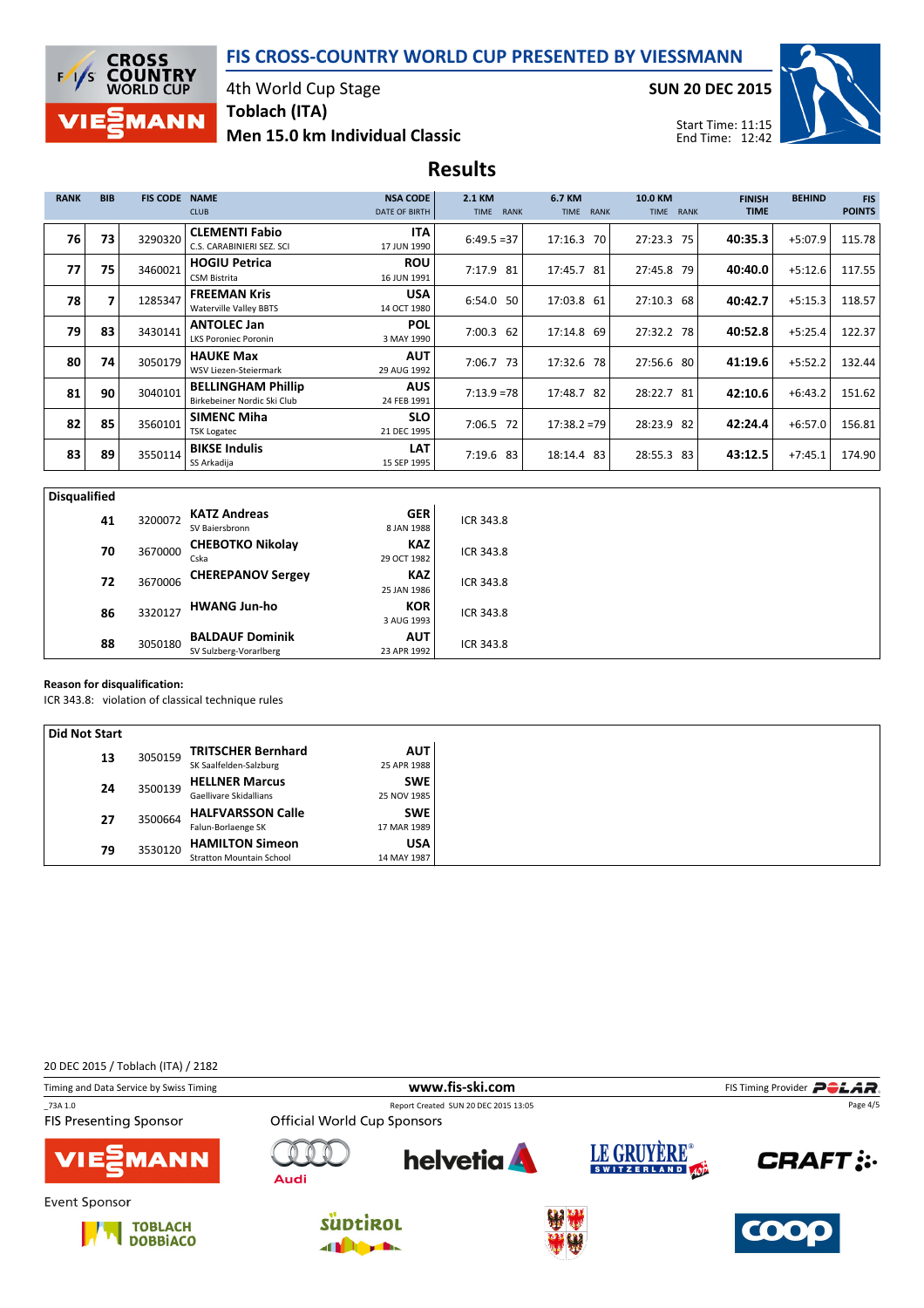# FIS CROSS-COUNTRY WORLD CUP PRESENTED BY VIESSMANN

4th World Cup Stage
**Toblach (ITA)**
**Men 15.0 km Individual Classic**

**SUN 20 DEC 2015**

Start Time: 11:15
End Time: 12:42

## Results

| RANK | BIB | FIS CODE | NAME / CLUB | NSA CODE / DATE OF BIRTH | 2.1 KM TIME RANK | 6.7 KM TIME RANK | 10.0 KM TIME RANK | FINISH TIME | BEHIND | FIS POINTS |
|---|---|---|---|---|---|---|---|---|---|---|
| 76 | 73 | 3290320 | **CLEMENTI Fabio** C.S. CARABINIERI SEZ. SCI | **ITA** 17 JUN 1990 | 6:49.5 =37 | 17:16.3 70 | 27:23.3 75 | **40:35.3** | +5:07.9 | 115.78 |
| 77 | 75 | 3460021 | **HOGIU Petrica** CSM Bistrita | **ROU** 16 JUN 1991 | 7:17.9 81 | 17:45.7 81 | 27:45.8 79 | **40:40.0** | +5:12.6 | 117.55 |
| 78 | 7 | 1285347 | **FREEMAN Kris** Waterville Valley BBTS | **USA** 14 OCT 1980 | 6:54.0 50 | 17:03.8 61 | 27:10.3 68 | **40:42.7** | +5:15.3 | 118.57 |
| 79 | 83 | 3430141 | **ANTOLEC Jan** LKS Poroniec Poronin | **POL** 3 MAY 1990 | 7:00.3 62 | 17:14.8 69 | 27:32.2 78 | **40:52.8** | +5:25.4 | 122.37 |
| 80 | 74 | 3050179 | **HAUKE Max** WSV Liezen-Steiermark | **AUT** 29 AUG 1992 | 7:06.7 73 | 17:32.6 78 | 27:56.6 80 | **41:19.6** | +5:52.2 | 132.44 |
| 81 | 90 | 3040101 | **BELLINGHAM Phillip** Birkebeiner Nordic Ski Club | **AUS** 24 FEB 1991 | 7:13.9 =78 | 17:48.7 82 | 28:22.7 81 | **42:10.6** | +6:43.2 | 151.62 |
| 82 | 85 | 3560101 | **SIMENC Miha** TSK Logatec | **SLO** 21 DEC 1995 | 7:06.5 72 | 17:38.2 =79 | 28:23.9 82 | **42:24.4** | +6:57.0 | 156.81 |
| 83 | 89 | 3550114 | **BIKSE Indulis** SS Arkadija | **LAT** 15 SEP 1995 | 7:19.6 83 | 18:14.4 83 | 28:55.3 83 | **43:12.5** | +7:45.1 | 174.90 |

### Disqualified

| BIB | FIS CODE | NAME / CLUB | NSA CODE / DATE OF BIRTH | REASON |
|---|---|---|---|---|
| 41 | 3200072 | **KATZ Andreas** SV Baiersbronn | **GER** 8 JAN 1988 | ICR 343.8 |
| 70 | 3670000 | **CHEBOTKO Nikolay** Cska | **KAZ** 29 OCT 1982 | ICR 343.8 |
| 72 | 3670006 | **CHEREPANOV Sergey** | **KAZ** 25 JAN 1986 | ICR 343.8 |
| 86 | 3320127 | **HWANG Jun-ho** | **KOR** 3 AUG 1993 | ICR 343.8 |
| 88 | 3050180 | **BALDAUF Dominik** SV Sulzberg-Vorarlberg | **AUT** 23 APR 1992 | ICR 343.8 |

**Reason for disqualification:**
ICR 343.8: violation of classical technique rules

### Did Not Start

| BIB | FIS CODE | NAME / CLUB | NSA CODE / DATE OF BIRTH |
|---|---|---|---|
| 13 | 3050159 | **TRITSCHER Bernhard** SK Saalfelden-Salzburg | **AUT** 25 APR 1988 |
| 24 | 3500139 | **HELLNER Marcus** Gaellivare Skidallians | **SWE** 25 NOV 1985 |
| 27 | 3500664 | **HALFVARSSON Calle** Falun-Borlaenge SK | **SWE** 17 MAR 1989 |
| 79 | 3530120 | **HAMILTON Simeon** Stratton Mountain School | **USA** 14 MAY 1987 |

20 DEC 2015 / Toblach (ITA) / 2182

Timing and Data Service by Swiss Timing — www.fis-ski.com — FIS Timing Provider POLAR

_73A 1.0 — Report Created SUN 20 DEC 2015 13:05

FIS Presenting Sponsor: VIESSMANN — Official World Cup Sponsors: Audi, helvetia, LE GRUYÈRE SWITZERLAND AOP, CRAFT

Event Sponsor: TOBLACH DOBBIACO, SÜDTIROL, coop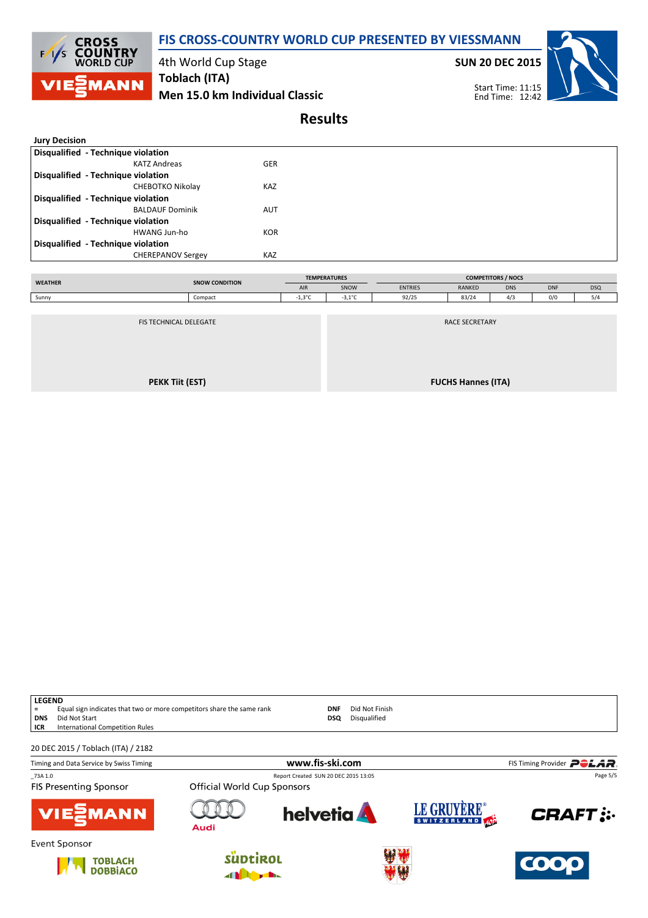# FIS CROSS-COUNTRY WORLD CUP PRESENTED BY VIESSMANN

4th World Cup Stage
**Toblach (ITA)**
**Men 15.0 km Individual Classic**

**SUN 20 DEC 2015**

Start Time: 11:15
End Time: 12:42

## Results

**Jury Decision**

| | |
|---|---|
| **Disqualified - Technique violation** | |
| KATZ Andreas | GER |
| **Disqualified - Technique violation** | |
| CHEBOTKO Nikolay | KAZ |
| **Disqualified - Technique violation** | |
| BALDAUF Dominik | AUT |
| **Disqualified - Technique violation** | |
| HWANG Jun-ho | KOR |
| **Disqualified - Technique violation** | |
| CHEREPANOV Sergey | KAZ |

| WEATHER | SNOW CONDITION | TEMPERATURES | | COMPETITORS / NOCS | | | | |
|---|---|---|---|---|---|---|---|---|
| | | AIR | SNOW | ENTRIES | RANKED | DNS | DNF | DSQ |
| Sunny | Compact | -1,3°C | -3,1°C | 92/25 | 83/24 | 4/3 | 0/0 | 5/4 |

| FIS TECHNICAL DELEGATE | RACE SECRETARY |
|---|---|
| **PEKK Tiit (EST)** | **FUCHS Hannes (ITA)** |

**LEGEND**

| | | | |
|---|---|---|---|
| = | Equal sign indicates that two or more competitors share the same rank | **DNF** | Did Not Finish |
| **DNS** | Did Not Start | **DSQ** | Disqualified |
| **ICR** | International Competition Rules | | |

20 DEC 2015 / Toblach (ITA) / 2182

Timing and Data Service by Swiss Timing — www.fis-ski.com — FIS Timing Provider POLAR

_73A 1.0 — Report Created SUN 20 DEC 2015 13:05

FIS Presenting Sponsor — Official World Cup Sponsors

Event Sponsor